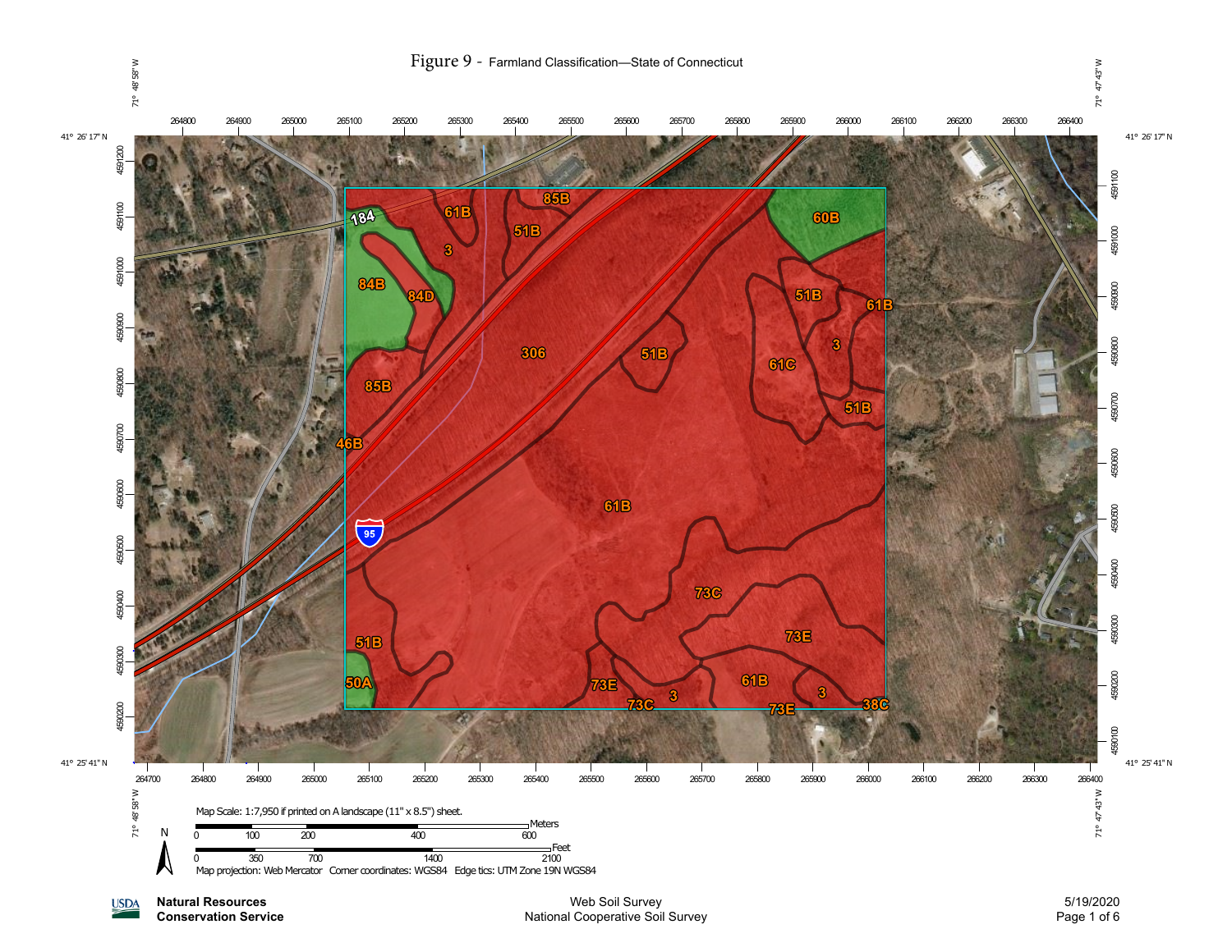# Figure 9 - Farmland Classification—State of Connecticut

Map Scale: 1:7,950 if printed on A landscape (11" x 8.5") sheet.

Map projection: Web Mercator Corner coordinates: WGS84 Edge tics: UTM Zone 19N WGS84

**Natural Resources Conservation Service**

Web Soil Survey
National Cooperative Soil Survey

5/19/2020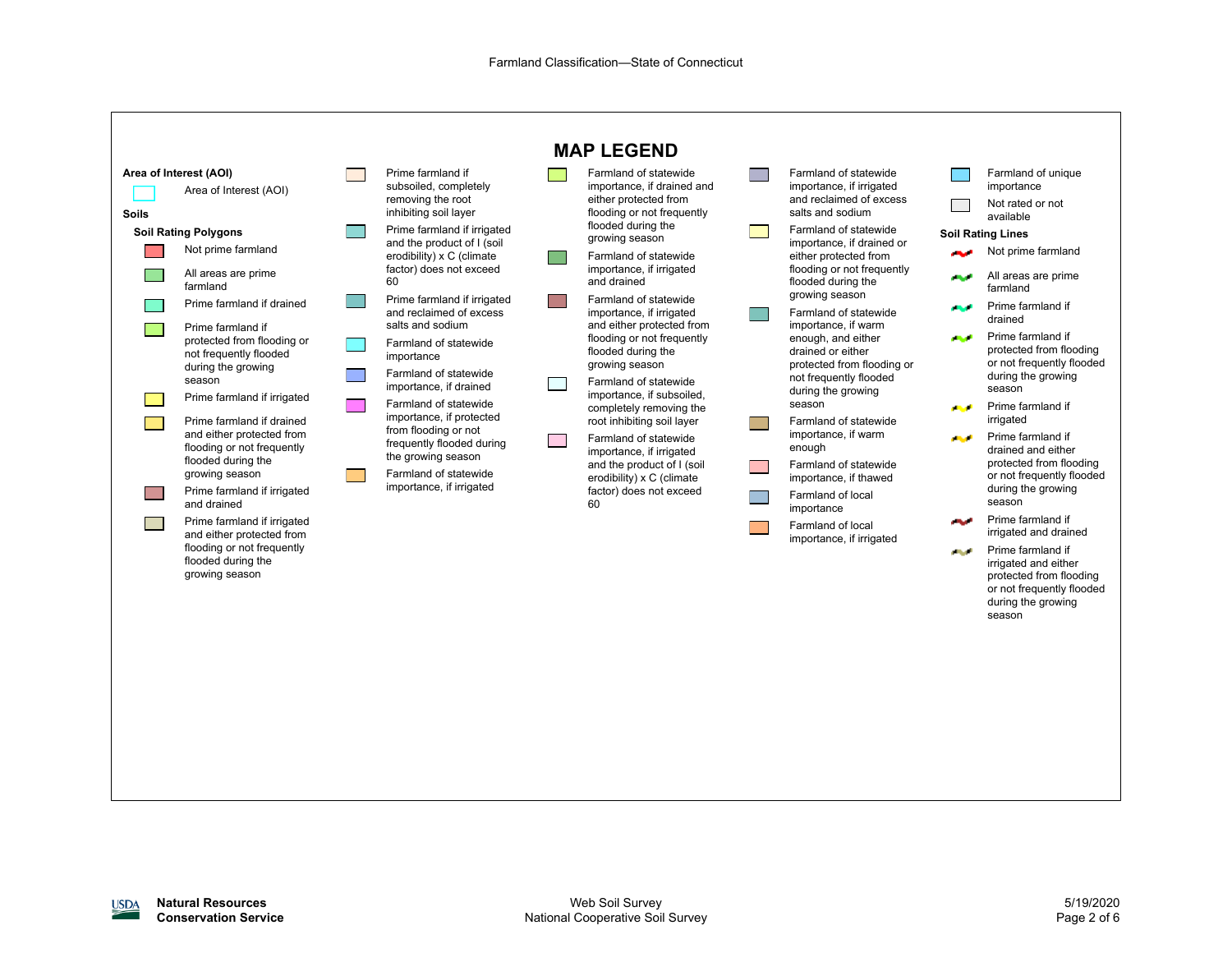# MAP LEGEND

**Area of Interest (AOI)**

- Area of Interest (AOI)

**Soils**

**Soil Rating Polygons**

- Not prime farmland
- All areas are prime farmland
- Prime farmland if drained
- Prime farmland if protected from flooding or not frequently flooded during the growing season
- Prime farmland if irrigated
- Prime farmland if drained and either protected from flooding or not frequently flooded during the growing season
- Prime farmland if irrigated and drained
- Prime farmland if irrigated and either protected from flooding or not frequently flooded during the growing season
- Prime farmland if subsoiled, completely removing the root inhibiting soil layer
- Prime farmland if irrigated and the product of I (soil erodibility) x C (climate factor) does not exceed 60
- Prime farmland if irrigated and reclaimed of excess salts and sodium
- Farmland of statewide importance
- Farmland of statewide importance, if drained
- Farmland of statewide importance, if protected from flooding or not frequently flooded during the growing season
- Farmland of statewide importance, if irrigated
- Farmland of statewide importance, if drained and either protected from flooding or not frequently flooded during the growing season
- Farmland of statewide importance, if irrigated and drained
- Farmland of statewide importance, if irrigated and either protected from flooding or not frequently flooded during the growing season
- Farmland of statewide importance, if subsoiled, completely removing the root inhibiting soil layer
- Farmland of statewide importance, if irrigated and the product of I (soil erodibility) x C (climate factor) does not exceed 60
- Farmland of statewide importance, if irrigated and reclaimed of excess salts and sodium
- Farmland of statewide importance, if drained or either protected from flooding or not frequently flooded during the growing season
- Farmland of statewide importance, if warm enough, and either drained or either protected from flooding or not frequently flooded during the growing season
- Farmland of statewide importance, if warm enough
- Farmland of statewide importance, if thawed
- Farmland of local importance
- Farmland of local importance, if irrigated
- Farmland of unique importance
- Not rated or not available

**Soil Rating Lines**

- Not prime farmland
- All areas are prime farmland
- Prime farmland if drained
- Prime farmland if protected from flooding or not frequently flooded during the growing season
- Prime farmland if irrigated
- Prime farmland if drained and either protected from flooding or not frequently flooded during the growing season
- Prime farmland if irrigated and drained
- Prime farmland if irrigated and either protected from flooding or not frequently flooded during the growing season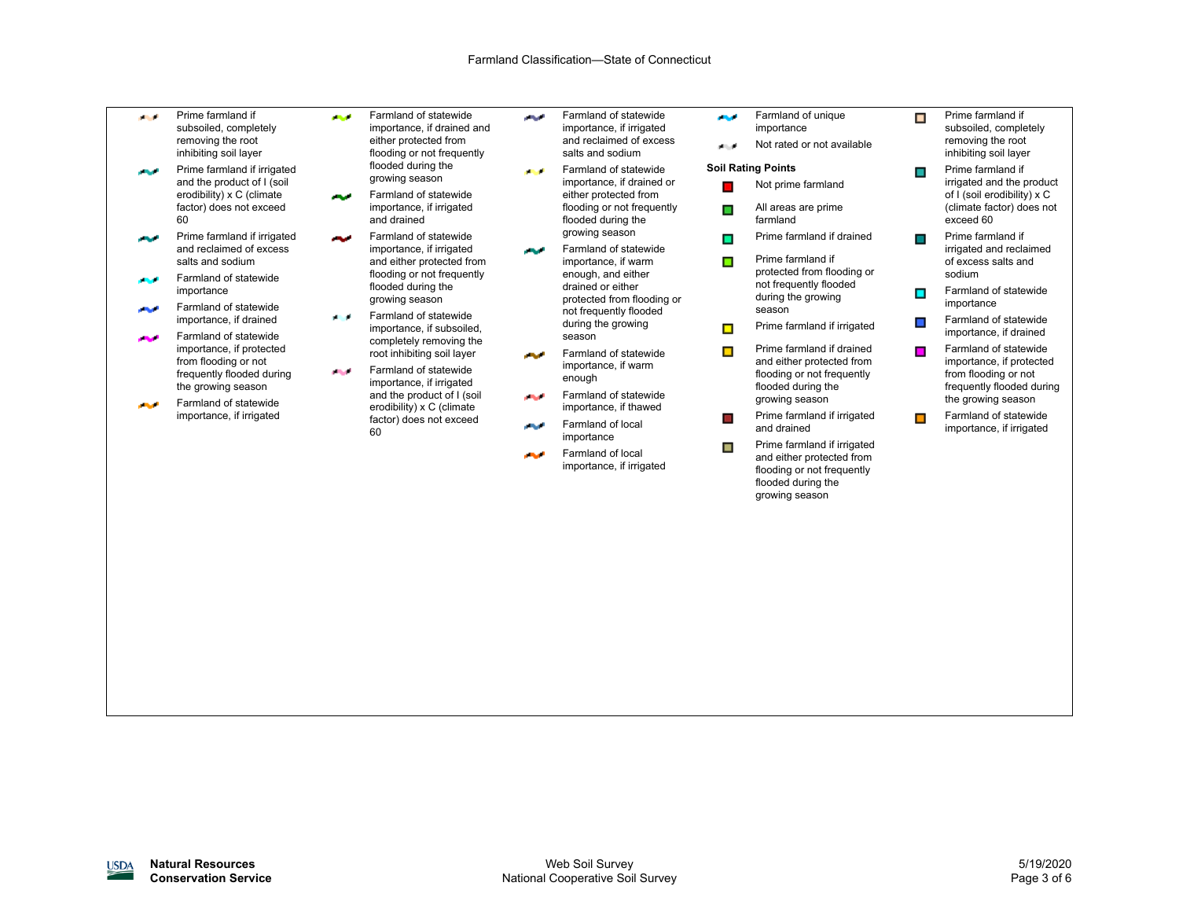Farmland Classification—State of Connecticut

- Prime farmland if subsoiled, completely removing the root inhibiting soil layer
- Prime farmland if irrigated and the product of I (soil erodibility) x C (climate factor) does not exceed 60
- Prime farmland if irrigated and reclaimed of excess salts and sodium
- Farmland of statewide importance
- Farmland of statewide importance, if drained
- Farmland of statewide importance, if protected from flooding or not frequently flooded during the growing season
- Farmland of statewide importance, if irrigated
- Farmland of statewide importance, if drained and either protected from flooding or not frequently flooded during the growing season
- Farmland of statewide importance, if irrigated and drained
- Farmland of statewide importance, if irrigated and either protected from flooding or not frequently flooded during the growing season
- Farmland of statewide importance, if subsoiled, completely removing the root inhibiting soil layer
- Farmland of statewide importance, if irrigated and the product of I (soil erodibility) x C (climate factor) does not exceed 60
- Farmland of statewide importance, if irrigated and reclaimed of excess salts and sodium
- Farmland of statewide importance, if drained or either protected from flooding or not frequently flooded during the growing season
- Farmland of statewide importance, if warm enough, and either drained or either protected from flooding or not frequently flooded during the growing season
- Farmland of statewide importance, if warm enough
- Farmland of statewide importance, if thawed
- Farmland of local importance
- Farmland of local importance, if irrigated
- Farmland of unique importance
- Not rated or not available

**Soil Rating Points**

- Not prime farmland
- All areas are prime farmland
- Prime farmland if drained
- Prime farmland if protected from flooding or not frequently flooded during the growing season
- Prime farmland if irrigated
- Prime farmland if drained and either protected from flooding or not frequently flooded during the growing season
- Prime farmland if irrigated and drained
- Prime farmland if irrigated and either protected from flooding or not frequently flooded during the growing season
- Prime farmland if subsoiled, completely removing the root inhibiting soil layer
- Prime farmland if irrigated and the product of I (soil erodibility) x C (climate factor) does not exceed 60
- Prime farmland if irrigated and reclaimed of excess salts and sodium
- Farmland of statewide importance
- Farmland of statewide importance, if drained
- Farmland of statewide importance, if protected from flooding or not frequently flooded during the growing season
- Farmland of statewide importance, if irrigated

**Natural Resources Conservation Service**

Web Soil Survey
National Cooperative Soil Survey

5/19/2020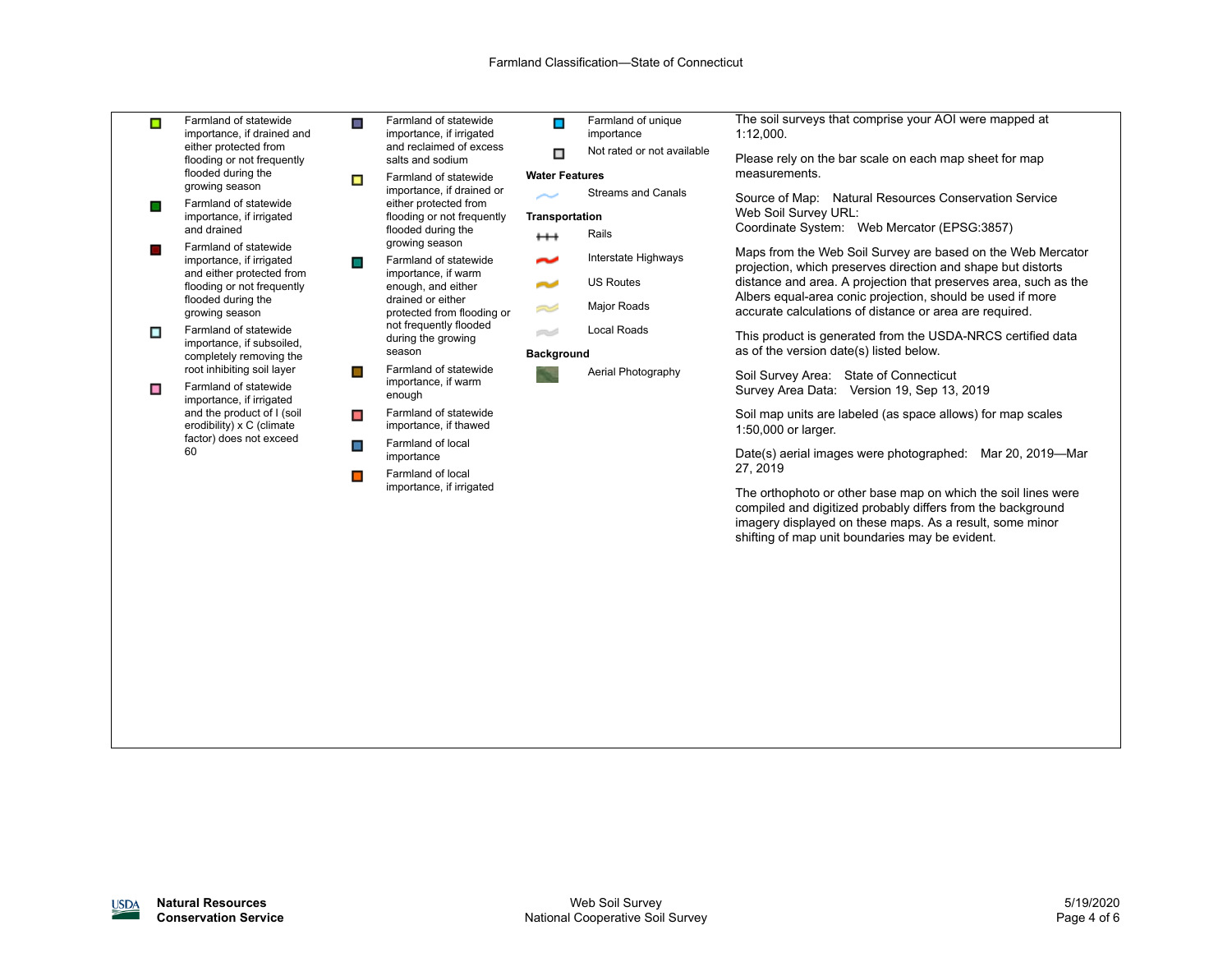Farmland Classification—State of Connecticut

- Farmland of statewide importance, if drained and either protected from flooding or not frequently flooded during the growing season
- Farmland of statewide importance, if irrigated and drained
- Farmland of statewide importance, if irrigated and either protected from flooding or not frequently flooded during the growing season
- Farmland of statewide importance, if subsoiled, completely removing the root inhibiting soil layer
- Farmland of statewide importance, if irrigated and the product of I (soil erodibility) x C (climate factor) does not exceed 60
- Farmland of statewide importance, if irrigated and reclaimed of excess salts and sodium
- Farmland of statewide importance, if drained or either protected from flooding or not frequently flooded during the growing season
- Farmland of statewide importance, if warm enough, and either drained or either protected from flooding or not frequently flooded during the growing season
- Farmland of statewide importance, if warm enough
- Farmland of statewide importance, if thawed
- Farmland of local importance
- Farmland of local importance, if irrigated
- Farmland of unique importance
- Not rated or not available

**Water Features**

- Streams and Canals

**Transportation**

- Rails
- Interstate Highways
- US Routes
- Major Roads
- Local Roads

**Background**

- Aerial Photography

The soil surveys that comprise your AOI were mapped at 1:12,000.

Please rely on the bar scale on each map sheet for map measurements.

Source of Map: Natural Resources Conservation Service
Web Soil Survey URL:
Coordinate System: Web Mercator (EPSG:3857)

Maps from the Web Soil Survey are based on the Web Mercator projection, which preserves direction and shape but distorts distance and area. A projection that preserves area, such as the Albers equal-area conic projection, should be used if more accurate calculations of distance or area are required.

This product is generated from the USDA-NRCS certified data as of the version date(s) listed below.

Soil Survey Area: State of Connecticut
Survey Area Data: Version 19, Sep 13, 2019

Soil map units are labeled (as space allows) for map scales 1:50,000 or larger.

Date(s) aerial images were photographed: Mar 20, 2019—Mar 27, 2019

The orthophoto or other base map on which the soil lines were compiled and digitized probably differs from the background imagery displayed on these maps. As a result, some minor shifting of map unit boundaries may be evident.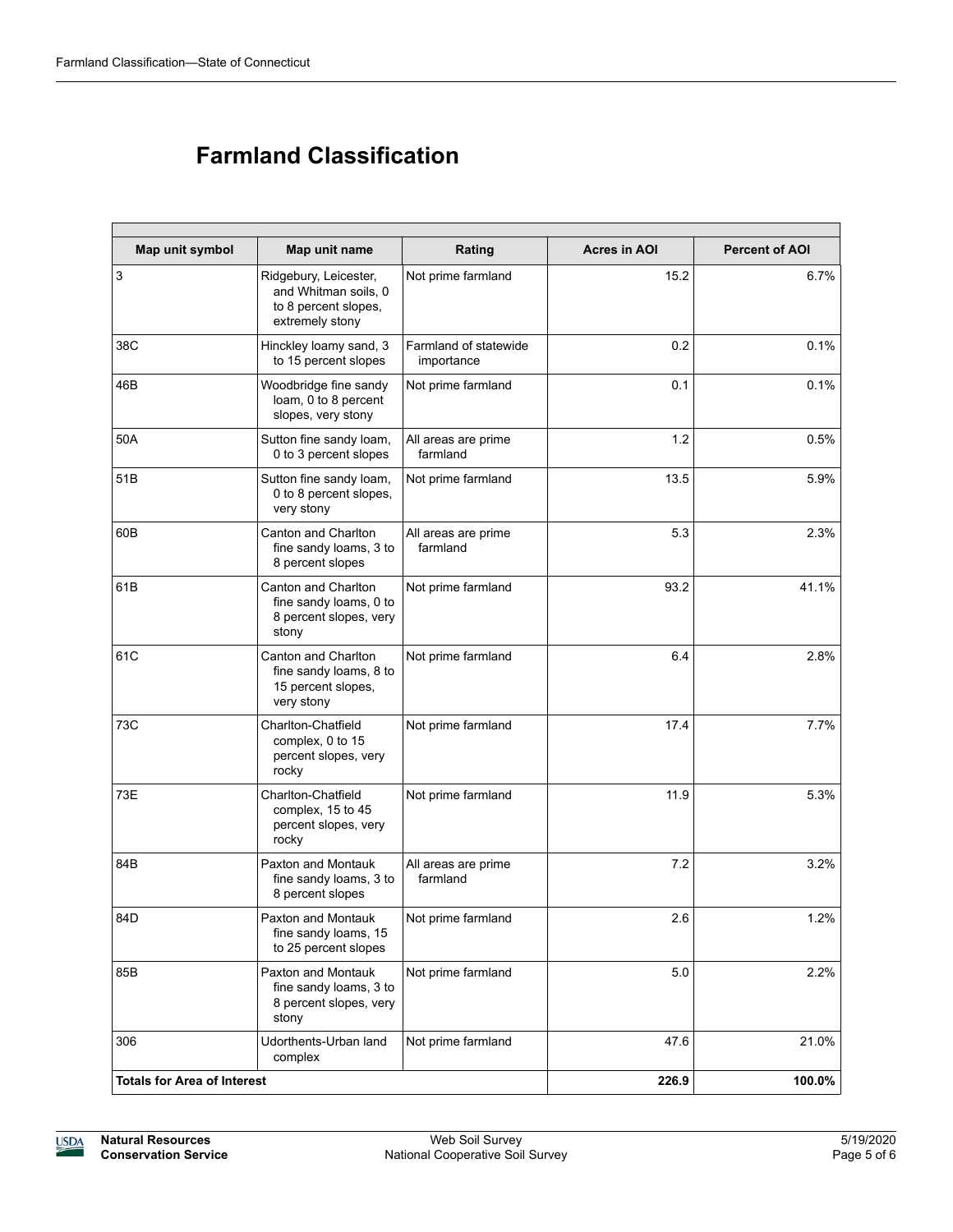# Farmland Classification

| Map unit symbol | Map unit name | Rating | Acres in AOI | Percent of AOI |
|---|---|---|---|---|
| 3 | Ridgebury, Leicester, and Whitman soils, 0 to 8 percent slopes, extremely stony | Not prime farmland | 15.2 | 6.7% |
| 38C | Hinckley loamy sand, 3 to 15 percent slopes | Farmland of statewide importance | 0.2 | 0.1% |
| 46B | Woodbridge fine sandy loam, 0 to 8 percent slopes, very stony | Not prime farmland | 0.1 | 0.1% |
| 50A | Sutton fine sandy loam, 0 to 3 percent slopes | All areas are prime farmland | 1.2 | 0.5% |
| 51B | Sutton fine sandy loam, 0 to 8 percent slopes, very stony | Not prime farmland | 13.5 | 5.9% |
| 60B | Canton and Charlton fine sandy loams, 3 to 8 percent slopes | All areas are prime farmland | 5.3 | 2.3% |
| 61B | Canton and Charlton fine sandy loams, 0 to 8 percent slopes, very stony | Not prime farmland | 93.2 | 41.1% |
| 61C | Canton and Charlton fine sandy loams, 8 to 15 percent slopes, very stony | Not prime farmland | 6.4 | 2.8% |
| 73C | Charlton-Chatfield complex, 0 to 15 percent slopes, very rocky | Not prime farmland | 17.4 | 7.7% |
| 73E | Charlton-Chatfield complex, 15 to 45 percent slopes, very rocky | Not prime farmland | 11.9 | 5.3% |
| 84B | Paxton and Montauk fine sandy loams, 3 to 8 percent slopes | All areas are prime farmland | 7.2 | 3.2% |
| 84D | Paxton and Montauk fine sandy loams, 15 to 25 percent slopes | Not prime farmland | 2.6 | 1.2% |
| 85B | Paxton and Montauk fine sandy loams, 3 to 8 percent slopes, very stony | Not prime farmland | 5.0 | 2.2% |
| 306 | Udorthents-Urban land complex | Not prime farmland | 47.6 | 21.0% |
| **Totals for Area of Interest** | | | **226.9** | **100.0%** |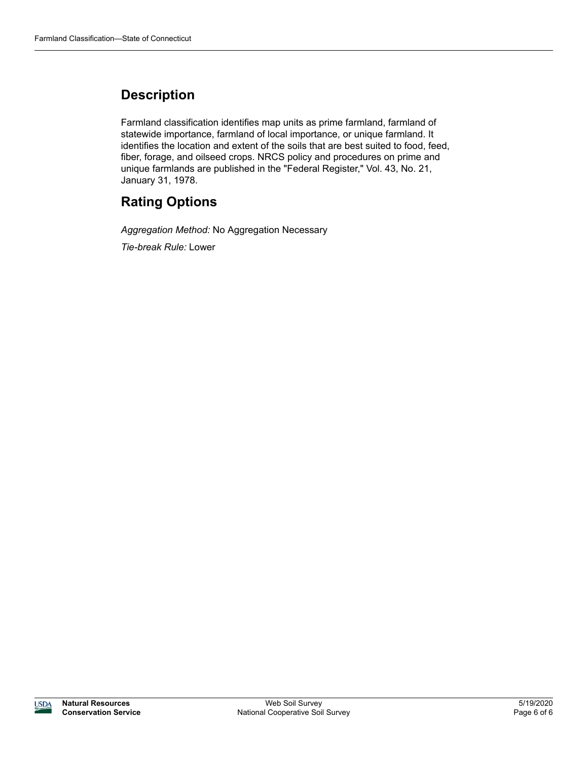## Description

Farmland classification identifies map units as prime farmland, farmland of statewide importance, farmland of local importance, or unique farmland. It identifies the location and extent of the soils that are best suited to food, feed, fiber, forage, and oilseed crops. NRCS policy and procedures on prime and unique farmlands are published in the "Federal Register," Vol. 43, No. 21, January 31, 1978.

## Rating Options

*Aggregation Method:* No Aggregation Necessary

*Tie-break Rule:* Lower